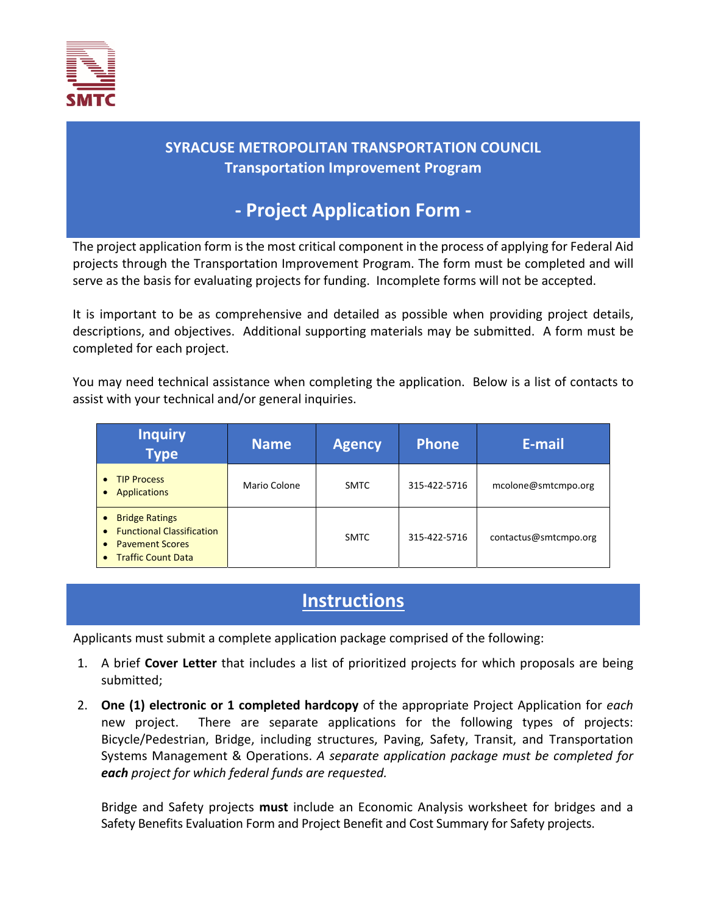# SYRACUSE METROPOLITAN TRANSPORTATION COUNCIL
## Transportation Improvement Program

## - Project Application Form -

The project application form is the most critical component in the process of applying for Federal Aid projects through the Transportation Improvement Program. The form must be completed and will serve as the basis for evaluating projects for funding. Incomplete forms will not be accepted.

It is important to be as comprehensive and detailed as possible when providing project details, descriptions, and objectives. Additional supporting materials may be submitted. A form must be completed for each project.

You may need technical assistance when completing the application. Below is a list of contacts to assist with your technical and/or general inquiries.

| Inquiry Type | Name | Agency | Phone | E-mail |
|---|---|---|---|---|
| • TIP Process<br>• Applications | Mario Colone | SMTC | 315-422-5716 | mcolone@smtcmpo.org |
| • Bridge Ratings<br>• Functional Classification<br>• Pavement Scores<br>• Traffic Count Data | | SMTC | 315-422-5716 | contactus@smtcmpo.org |

## Instructions

Applicants must submit a complete application package comprised of the following:

1. A brief **Cover Letter** that includes a list of prioritized projects for which proposals are being submitted;
2. **One (1) electronic or 1 completed hardcopy** of the appropriate Project Application for *each* new project. There are separate applications for the following types of projects: Bicycle/Pedestrian, Bridge, including structures, Paving, Safety, Transit, and Transportation Systems Management & Operations. *A separate application package must be completed for **each** project for which federal funds are requested.*

   Bridge and Safety projects **must** include an Economic Analysis worksheet for bridges and a Safety Benefits Evaluation Form and Project Benefit and Cost Summary for Safety projects.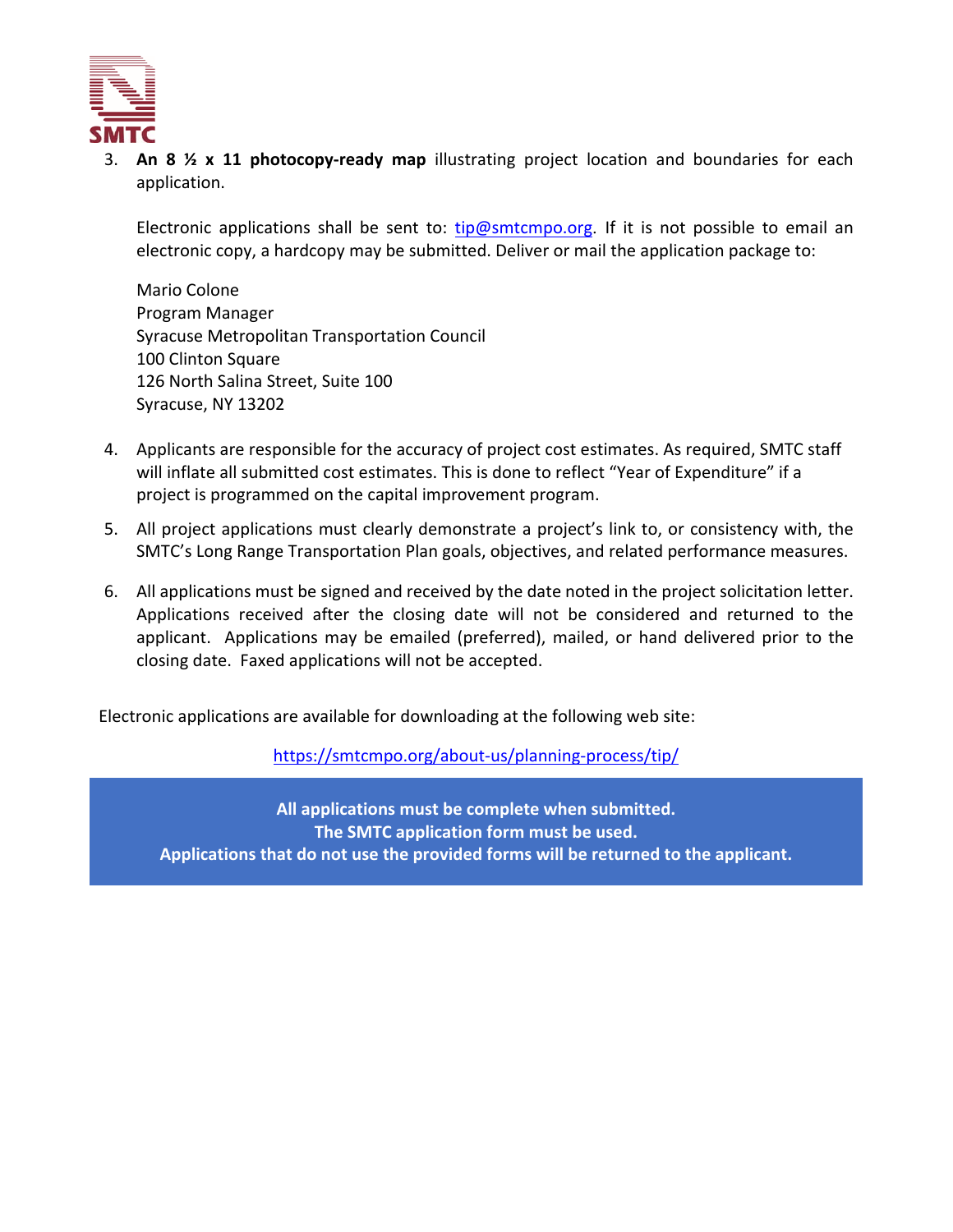3. **An 8 ½ x 11 photocopy-ready map** illustrating project location and boundaries for each application.

   Electronic applications shall be sent to: tip@smtcmpo.org. If it is not possible to email an electronic copy, a hardcopy may be submitted. Deliver or mail the application package to:

   Mario Colone
   Program Manager
   Syracuse Metropolitan Transportation Council
   100 Clinton Square
   126 North Salina Street, Suite 100
   Syracuse, NY 13202

4. Applicants are responsible for the accuracy of project cost estimates. As required, SMTC staff will inflate all submitted cost estimates. This is done to reflect "Year of Expenditure" if a project is programmed on the capital improvement program.

5. All project applications must clearly demonstrate a project's link to, or consistency with, the SMTC's Long Range Transportation Plan goals, objectives, and related performance measures.

6. All applications must be signed and received by the date noted in the project solicitation letter. Applications received after the closing date will not be considered and returned to the applicant. Applications may be emailed (preferred), mailed, or hand delivered prior to the closing date. Faxed applications will not be accepted.

Electronic applications are available for downloading at the following web site:

https://smtcmpo.org/about-us/planning-process/tip/

**All applications must be complete when submitted.**
**The SMTC application form must be used.**
**Applications that do not use the provided forms will be returned to the applicant.**